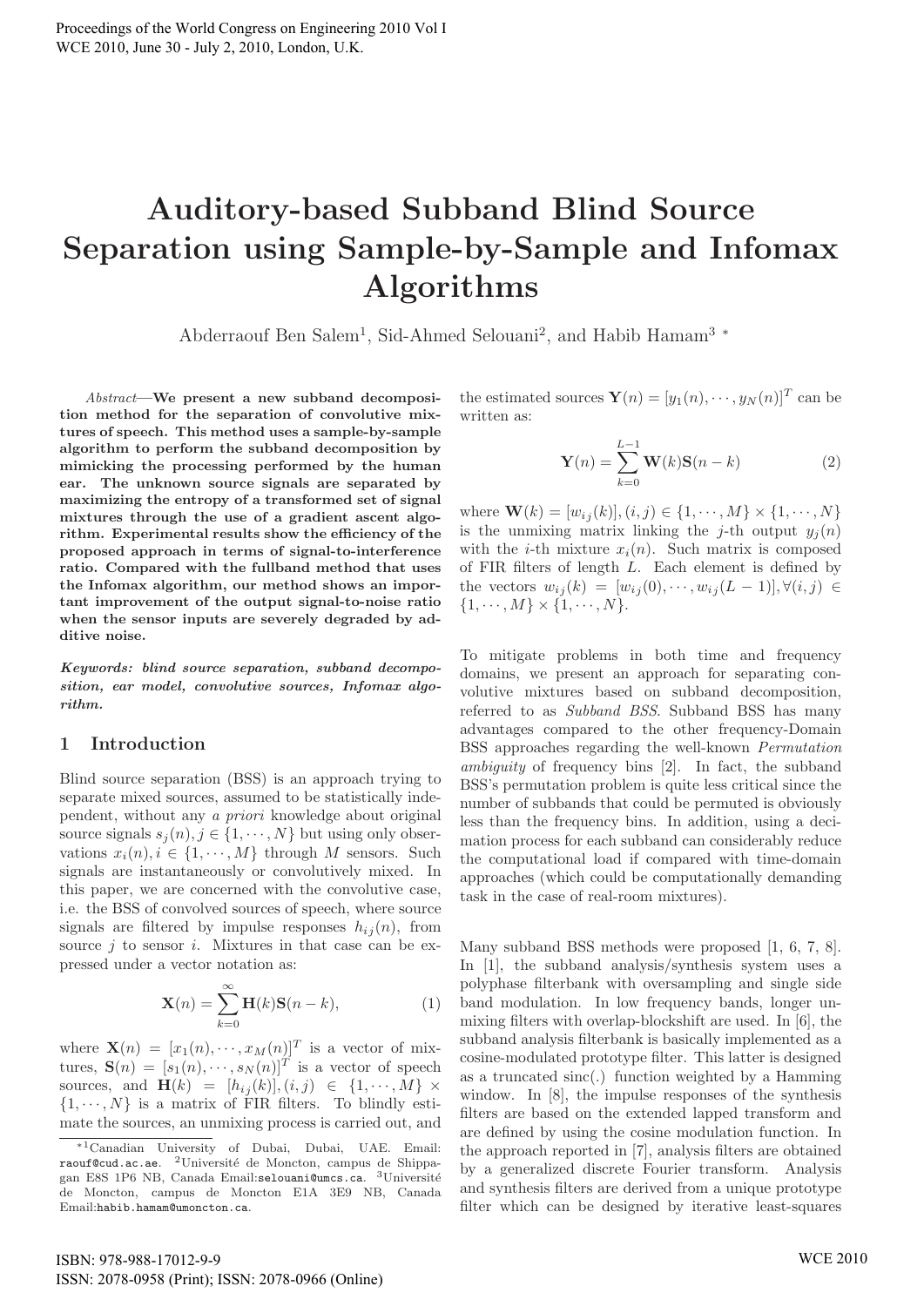# Auditory-based Subband Blind Source Separation using Sample-by-Sample and Infomax Algorithms

Abderraouf Ben Salem[1], Sid-Ahmed Selouani[2], and Habib Hamam[3] *

*Abstract*—**We present a new subband decomposition method for the separation of convolutive mixtures of speech. This method uses a sample-by-sample algorithm to perform the subband decomposition by mimicking the processing performed by the human ear. The unknown source signals are separated by maximizing the entropy of a transformed set of signal mixtures through the use of a gradient ascent algorithm. Experimental results show the efficiency of the proposed approach in terms of signal-to-interference ratio. Compared with the fullband method that uses the Infomax algorithm, our method shows an important improvement of the output signal-to-noise ratio when the sensor inputs are severely degraded by additive noise.**

***Keywords: blind source separation, subband decomposition, ear model, convolutive sources, Infomax algorithm.***

## 1 Introduction

Blind source separation (BSS) is an approach trying to separate mixed sources, assumed to be statistically independent, without any *a priori* knowledge about original source signals $s_j(n), j \in \{1, \cdots, N\}$ but using only observations $x_i(n), i \in \{1, \cdots, M\}$ through $M$ sensors. Such signals are instantaneously or convolutively mixed. In this paper, we are concerned with the convolutive case, i.e. the BSS of convolved sources of speech, where source signals are filtered by impulse responses $h_{ij}(n)$, from source $j$ to sensor $i$. Mixtures in that case can be expressed under a vector notation as:

$$\mathbf{X}(n) = \sum_{k=0}^{\infty} \mathbf{H}(k)\mathbf{S}(n-k), \tag{1}$$

where $\mathbf{X}(n) = [x_1(n), \cdots, x_M(n)]^T$ is a vector of mixtures, $\mathbf{S}(n) = [s_1(n), \cdots, s_N(n)]^T$ is a vector of speech sources, and $\mathbf{H}(k) = [h_{ij}(k)], (i,j) \in \{1, \cdots, M\} \times \{1, \cdots, N\}$ is a matrix of FIR filters. To blindly estimate the sources, an unmixing process is carried out, and the estimated sources $\mathbf{Y}(n) = [y_1(n), \cdots, y_N(n)]^T$ can be written as:

$$\mathbf{Y}(n) = \sum_{k=0}^{L-1} \mathbf{W}(k)\mathbf{S}(n-k) \tag{2}$$

where $\mathbf{W}(k) = [w_{ij}(k)], (i,j) \in \{1, \cdots, M\} \times \{1, \cdots, N\}$ is the unmixing matrix linking the $j$-th output $y_j(n)$ with the $i$-th mixture $x_i(n)$. Such matrix is composed of FIR filters of length $L$. Each element is defined by the vectors $w_{ij}(k) = [w_{ij}(0), \cdots, w_{ij}(L-1)], \forall (i,j) \in \{1, \cdots, M\} \times \{1, \cdots, N\}$.

To mitigate problems in both time and frequency domains, we present an approach for separating convolutive mixtures based on subband decomposition, referred to as *Subband BSS*. Subband BSS has many advantages compared to the other frequency-Domain BSS approaches regarding the well-known *Permutation ambiguity* of frequency bins [2]. In fact, the subband BSS's permutation problem is quite less critical since the number of subbands that could be permuted is obviously less than the frequency bins. In addition, using a decimation process for each subband can considerably reduce the computational load if compared with time-domain approaches (which could be computationally demanding task in the case of real-room mixtures).

Many subband BSS methods were proposed [1, 6, 7, 8]. In [1], the subband analysis/synthesis system uses a polyphase filterbank with oversampling and single side band modulation. In low frequency bands, longer unmixing filters with overlap-blockshift are used. In [6], the subband analysis filterbank is basically implemented as a cosine-modulated prototype filter. This latter is designed as a truncated sinc(.) function weighted by a Hamming window. In [8], the impulse responses of the synthesis filters are based on the extended lapped transform and are defined by using the cosine modulation function. In the approach reported in [7], analysis filters are obtained by a generalized discrete Fourier transform. Analysis and synthesis filters are derived from a unique prototype filter which can be designed by iterative least-squares

*[1]Canadian University of Dubai, Dubai, UAE. Email: raouf@cud.ac.ae. [2]Université de Moncton, campus de Shippagan E8S 1P6 NB, Canada Email:selouani@umcs.ca. [3]Université de Moncton, campus de Moncton E1A 3E9 NB, Canada Email:habib.hamam@umoncton.ca.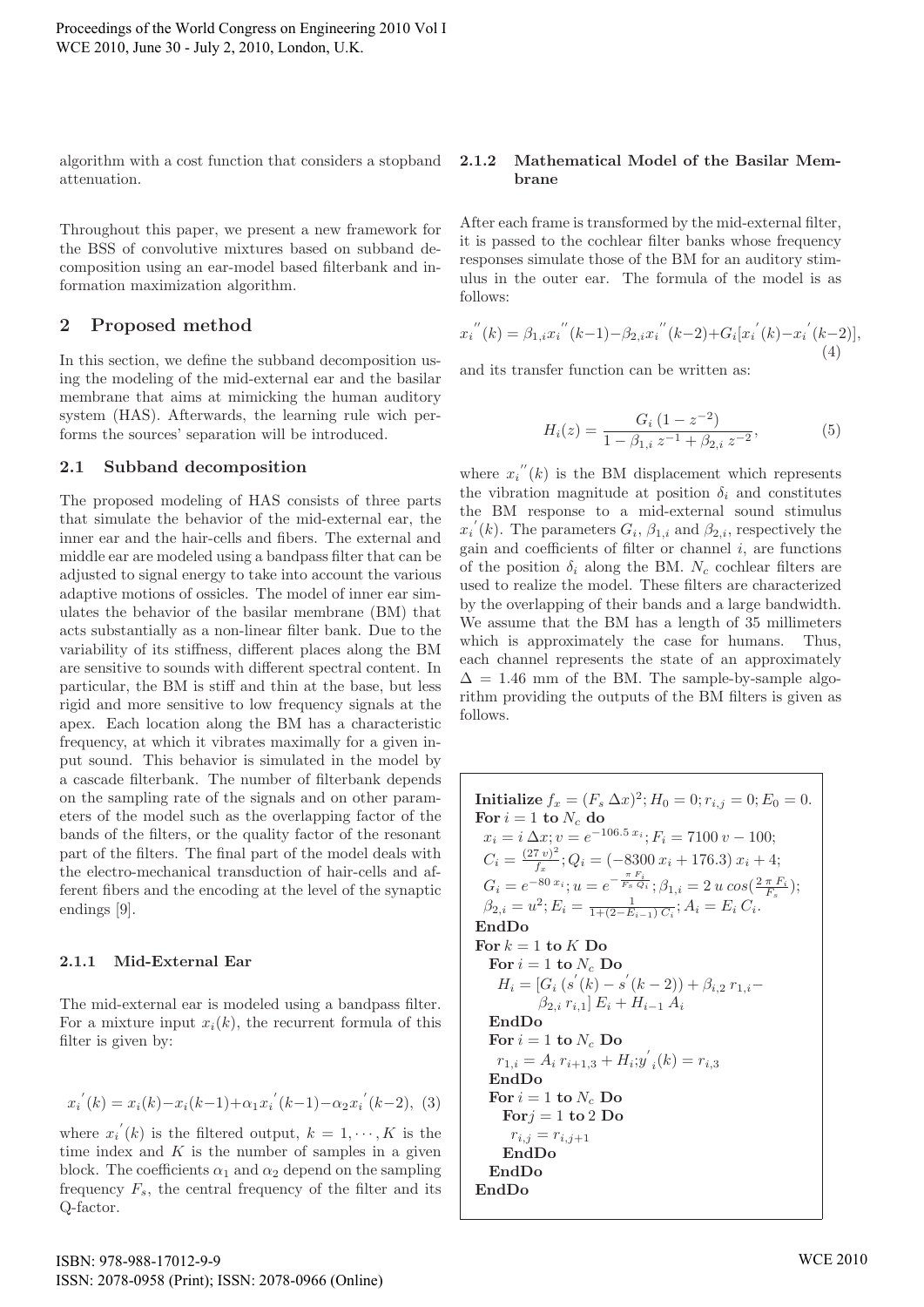algorithm with a cost function that considers a stopband attenuation.

Throughout this paper, we present a new framework for the BSS of convolutive mixtures based on subband decomposition using an ear-model based filterbank and information maximization algorithm.

## 2 Proposed method

In this section, we define the subband decomposition using the modeling of the mid-external ear and the basilar membrane that aims at mimicking the human auditory system (HAS). Afterwards, the learning rule wich performs the sources' separation will be introduced.

### 2.1 Subband decomposition

The proposed modeling of HAS consists of three parts that simulate the behavior of the mid-external ear, the inner ear and the hair-cells and fibers. The external and middle ear are modeled using a bandpass filter that can be adjusted to signal energy to take into account the various adaptive motions of ossicles. The model of inner ear simulates the behavior of the basilar membrane (BM) that acts substantially as a non-linear filter bank. Due to the variability of its stiffness, different places along the BM are sensitive to sounds with different spectral content. In particular, the BM is stiff and thin at the base, but less rigid and more sensitive to low frequency signals at the apex. Each location along the BM has a characteristic frequency, at which it vibrates maximally for a given input sound. This behavior is simulated in the model by a cascade filterbank. The number of filterbank depends on the sampling rate of the signals and on other parameters of the model such as the overlapping factor of the bands of the filters, or the quality factor of the resonant part of the filters. The final part of the model deals with the electro-mechanical transduction of hair-cells and afferent fibers and the encoding at the level of the synaptic endings [9].

#### 2.1.1 Mid-External Ear

The mid-external ear is modeled using a bandpass filter. For a mixture input $x_i(k)$, the recurrent formula of this filter is given by:

$$x_i^{'}(k) = x_i(k) - x_i(k-1) + \alpha_1 x_i^{'}(k-1) - \alpha_2 x_i^{'}(k-2), \quad (3)$$

where $x_i^{'}(k)$ is the filtered output, $k = 1, \cdots, K$ is the time index and $K$ is the number of samples in a given block. The coefficients $\alpha_1$ and $\alpha_2$ depend on the sampling frequency $F_s$, the central frequency of the filter and its Q-factor.

#### 2.1.2 Mathematical Model of the Basilar Membrane

After each frame is transformed by the mid-external filter, it is passed to the cochlear filter banks whose frequency responses simulate those of the BM for an auditory stimulus in the outer ear. The formula of the model is as follows:

$$x_i^{''}(k) = \beta_{1,i} x_i^{''}(k-1) - \beta_{2,i} x_i^{''}(k-2) + G_i[x_i^{'}(k) - x_i^{'}(k-2)], \quad (4)$$

and its transfer function can be written as:

$$H_i(z) = \frac{G_i\,(1 - z^{-2})}{1 - \beta_{1,i}\, z^{-1} + \beta_{2,i}\, z^{-2}}, \quad (5)$$

where $x_i^{''}(k)$ is the BM displacement which represents the vibration magnitude at position $\delta_i$ and constitutes the BM response to a mid-external sound stimulus $x_i^{'}(k)$. The parameters $G_i$, $\beta_{1,i}$ and $\beta_{2,i}$, respectively the gain and coefficients of filter or channel $i$, are functions of the position $\delta_i$ along the BM. $N_c$ cochlear filters are used to realize the model. These filters are characterized by the overlapping of their bands and a large bandwidth. We assume that the BM has a length of 35 millimeters which is approximately the case for humans. Thus, each channel represents the state of an approximately $\Delta = 1.46$ mm of the BM. The sample-by-sample algorithm providing the outputs of the BM filters is given as follows.

**Initialize** $f_x = (F_s\,\Delta x)^2; H_0 = 0; r_{i,j} = 0; E_0 = 0.$
**For** $i = 1$ **to** $N_c$ **do**
  $x_i = i\,\Delta x; v = e^{-106.5\,x_i}; F_i = 7100\,v - 100;$
  $C_i = \frac{(27\,v)^2}{f_x}; Q_i = (-8300\,x_i + 176.3)\,x_i + 4;$
  $G_i = e^{-80\,x_i}; u = e^{-\frac{\pi\,F_i}{F_s\,Q_i}}; \beta_{1,i} = 2\,u\,cos(\frac{2\,\pi\,F_i}{F_s});$
  $\beta_{2,i} = u^2; E_i = \frac{1}{1+(2-E_{i-1})\,C_i}; A_i = E_i\,C_i.$
**EndDo**
**For** $k = 1$ **to** $K$ **Do**
  **For** $i = 1$ **to** $N_c$ **Do**
    $H_i = [G_i\,(s^{'}(k) - s^{'}(k-2)) + \beta_{i,2}\,r_{1,i} - \beta_{2,i}\,r_{i,1}]\,E_i + H_{i-1}\,A_i$
  **EndDo**
  **For** $i = 1$ **to** $N_c$ **Do**
    $r_{1,i} = A_i\,r_{i+1,3} + H_i; y^{'}_i(k) = r_{i,3}$
  **EndDo**
  **For** $i = 1$ **to** $N_c$ **Do**
    **For** $j = 1$ **to** 2 **Do**
      $r_{i,j} = r_{i,j+1}$
    **EndDo**
  **EndDo**
**EndDo**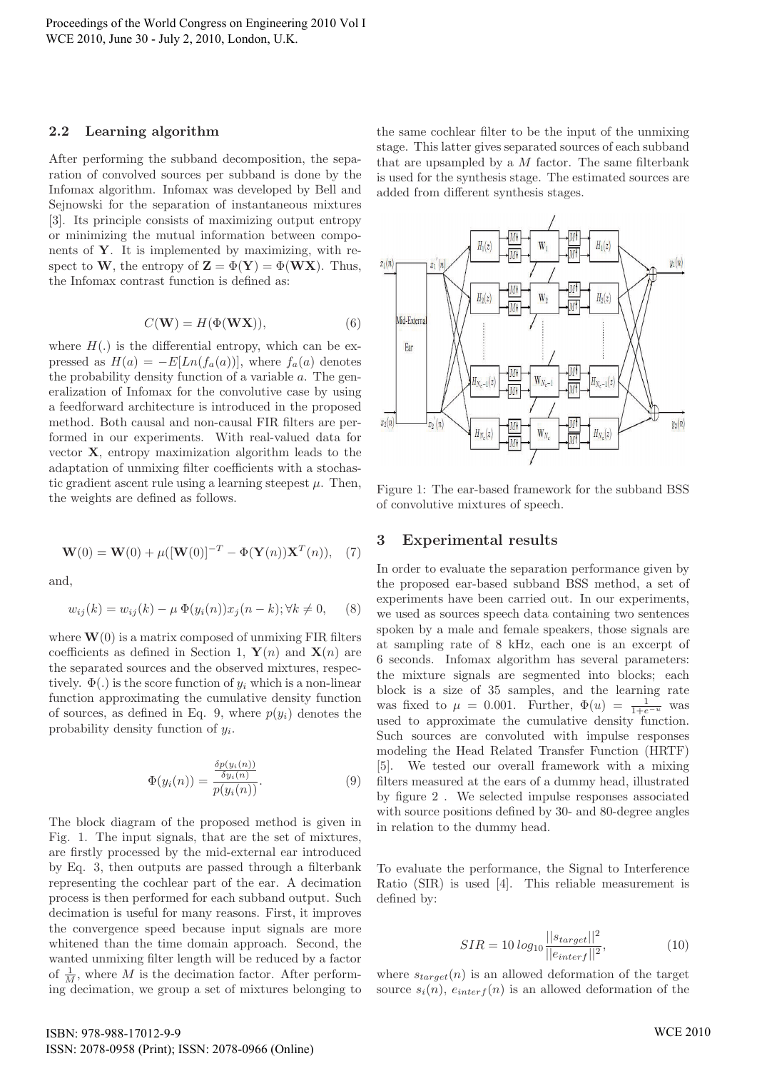## 2.2 Learning algorithm

After performing the subband decomposition, the separation of convolved sources per subband is done by the Infomax algorithm. Infomax was developed by Bell and Sejnowski for the separation of instantaneous mixtures [3]. Its principle consists of maximizing output entropy or minimizing the mutual information between components of $\mathbf{Y}$. It is implemented by maximizing, with respect to $\mathbf{W}$, the entropy of $\mathbf{Z} = \Phi(\mathbf{Y}) = \Phi(\mathbf{WX})$. Thus, the Infomax contrast function is defined as:

$$C(\mathbf{W}) = H(\Phi(\mathbf{WX})), \tag{6}$$

where $H(.)$ is the differential entropy, which can be expressed as $H(a) = -E[Ln(f_a(a))]$, where $f_a(a)$ denotes the probability density function of a variable $a$. The generalization of Infomax for the convolutive case by using a feedforward architecture is introduced in the proposed method. Both causal and non-causal FIR filters are performed in our experiments. With real-valued data for vector $\mathbf{X}$, entropy maximization algorithm leads to the adaptation of unmixing filter coefficients with a stochastic gradient ascent rule using a learning steepest $\mu$. Then, the weights are defined as follows.

$$\mathbf{W}(0) = \mathbf{W}(0) + \mu([\mathbf{W}(0)]^{-T} - \Phi(\mathbf{Y}(n))\mathbf{X}^T(n)), \tag{7}$$

and,

$$w_{ij}(k) = w_{ij}(k) - \mu\, \Phi(y_i(n))x_j(n-k); \forall k \neq 0, \tag{8}$$

where $\mathbf{W}(0)$ is a matrix composed of unmixing FIR filters coefficients as defined in Section 1, $\mathbf{Y}(n)$ and $\mathbf{X}(n)$ are the separated sources and the observed mixtures, respectively. $\Phi(.)$ is the score function of $y_i$ which is a non-linear function approximating the cumulative density function of sources, as defined in Eq. 9, where $p(y_i)$ denotes the probability density function of $y_i$.

$$\Phi(y_i(n)) = \frac{\frac{\delta p(y_i(n))}{\delta y_i(n)}}{p(y_i(n))}. \tag{9}$$

The block diagram of the proposed method is given in Fig. 1. The input signals, that are the set of mixtures, are firstly processed by the mid-external ear introduced by Eq. 3, then outputs are passed through a filterbank representing the cochlear part of the ear. A decimation process is then performed for each subband output. Such decimation is useful for many reasons. First, it improves the convergence speed because input signals are more whitened than the time domain approach. Second, the wanted unmixing filter length will be reduced by a factor of $\frac{1}{M}$, where $M$ is the decimation factor. After performing decimation, we group a set of mixtures belonging to the same cochlear filter to be the input of the unmixing stage. This latter gives separated sources of each subband that are upsampled by a $M$ factor. The same filterbank is used for the synthesis stage. The estimated sources are added from different synthesis stages.

Figure 1: The ear-based framework for the subband BSS of convolutive mixtures of speech.

# 3 Experimental results

In order to evaluate the separation performance given by the proposed ear-based subband BSS method, a set of experiments have been carried out. In our experiments, we used as sources speech data containing two sentences spoken by a male and female speakers, those signals are at sampling rate of 8 kHz, each one is an excerpt of 6 seconds. Infomax algorithm has several parameters: the mixture signals are segmented into blocks; each block is a size of 35 samples, and the learning rate was fixed to $\mu = 0.001$. Further, $\Phi(u) = \frac{1}{1+e^{-u}}$ was used to approximate the cumulative density function. Such sources are convoluted with impulse responses modeling the Head Related Transfer Function (HRTF) [5]. We tested our overall framework with a mixing filters measured at the ears of a dummy head, illustrated by figure 2 . We selected impulse responses associated with source positions defined by 30- and 80-degree angles in relation to the dummy head.

To evaluate the performance, the Signal to Interference Ratio (SIR) is used [4]. This reliable measurement is defined by:

$$SIR = 10\, log_{10} \frac{||s_{target}||^2}{||e_{interf}||^2}, \tag{10}$$

where $s_{target}(n)$ is an allowed deformation of the target source $s_i(n)$, $e_{interf}(n)$ is an allowed deformation of the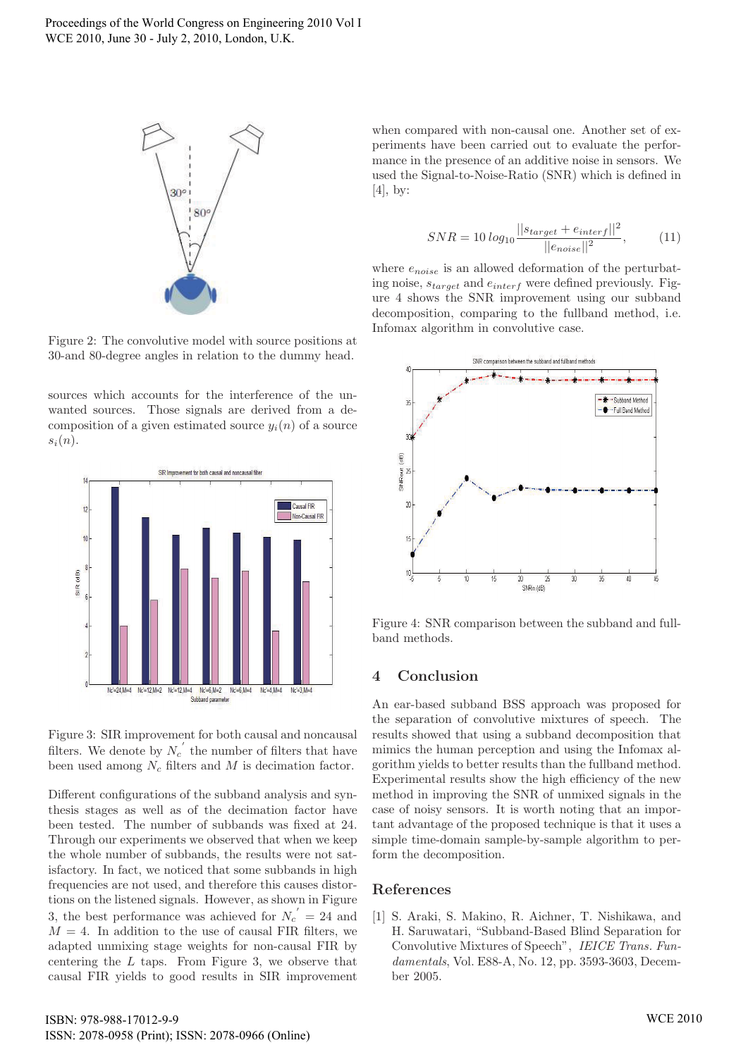Figure 2: The convolutive model with source positions at 30-and 80-degree angles in relation to the dummy head.

sources which accounts for the interference of the unwanted sources. Those signals are derived from a decomposition of a given estimated source $y_i(n)$ of a source $s_i(n)$.

Figure 3: SIR improvement for both causal and noncausal filters. We denote by $N_c^{'}$ the number of filters that have been used among $N_c$ filters and $M$ is decimation factor.

Different configurations of the subband analysis and synthesis stages as well as of the decimation factor have been tested. The number of subbands was fixed at 24. Through our experiments we observed that when we keep the whole number of subbands, the results were not satisfactory. In fact, we noticed that some subbands in high frequencies are not used, and therefore this causes distortions on the listened signals. However, as shown in Figure 3, the best performance was achieved for $N_c^{'} = 24$ and $M = 4$. In addition to the use of causal FIR filters, we adapted unmixing stage weights for non-causal FIR by centering the $L$ taps. From Figure 3, we observe that causal FIR yields to good results in SIR improvement when compared with non-causal one. Another set of experiments have been carried out to evaluate the performance in the presence of an additive noise in sensors. We used the Signal-to-Noise-Ratio (SNR) which is defined in [4], by:

$$SNR = 10\, log_{10} \frac{||s_{target} + e_{interf}||^2}{||e_{noise}||^2}, \qquad (11)$$

where $e_{noise}$ is an allowed deformation of the perturbating noise, $s_{target}$ and $e_{interf}$ were defined previously. Figure 4 shows the SNR improvement using our subband decomposition, comparing to the fullband method, i.e. Infomax algorithm in convolutive case.

Figure 4: SNR comparison between the subband and fullband methods.

## 4 Conclusion

An ear-based subband BSS approach was proposed for the separation of convolutive mixtures of speech. The results showed that using a subband decomposition that mimics the human perception and using the Infomax algorithm yields to better results than the fullband method. Experimental results show the high efficiency of the new method in improving the SNR of unmixed signals in the case of noisy sensors. It is worth noting that an important advantage of the proposed technique is that it uses a simple time-domain sample-by-sample algorithm to perform the decomposition.

## References

[1] S. Araki, S. Makino, R. Aichner, T. Nishikawa, and H. Saruwatari, "Subband-Based Blind Separation for Convolutive Mixtures of Speech", *IEICE Trans. Fundamentals*, Vol. E88-A, No. 12, pp. 3593-3603, December 2005.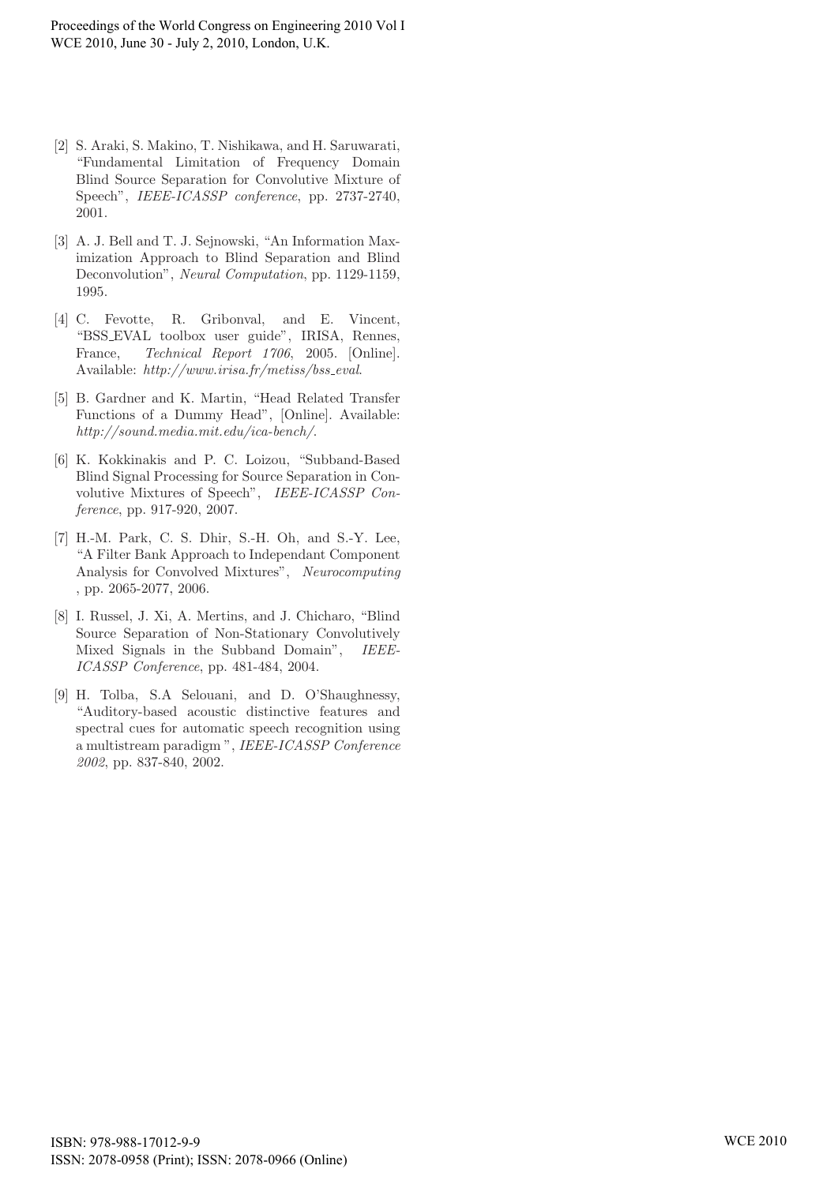[2] S. Araki, S. Makino, T. Nishikawa, and H. Saruwarati, "Fundamental Limitation of Frequency Domain Blind Source Separation for Convolutive Mixture of Speech", *IEEE-ICASSP conference*, pp. 2737-2740, 2001.

[3] A. J. Bell and T. J. Sejnowski, "An Information Maximization Approach to Blind Separation and Blind Deconvolution", *Neural Computation*, pp. 1129-1159, 1995.

[4] C. Fevotte, R. Gribonval, and E. Vincent, "BSS_EVAL toolbox user guide", IRISA, Rennes, France, *Technical Report 1706*, 2005. [Online]. Available: *http://www.irisa.fr/metiss/bss_eval*.

[5] B. Gardner and K. Martin, "Head Related Transfer Functions of a Dummy Head", [Online]. Available: *http://sound.media.mit.edu/ica-bench/*.

[6] K. Kokkinakis and P. C. Loizou, "Subband-Based Blind Signal Processing for Source Separation in Convolutive Mixtures of Speech", *IEEE-ICASSP Conference*, pp. 917-920, 2007.

[7] H.-M. Park, C. S. Dhir, S.-H. Oh, and S.-Y. Lee, "A Filter Bank Approach to Independant Component Analysis for Convolved Mixtures", *Neurocomputing*, pp. 2065-2077, 2006.

[8] I. Russel, J. Xi, A. Mertins, and J. Chicharo, "Blind Source Separation of Non-Stationary Convolutively Mixed Signals in the Subband Domain", *IEEE-ICASSP Conference*, pp. 481-484, 2004.

[9] H. Tolba, S.A Selouani, and D. O'Shaughnessy, "Auditory-based acoustic distinctive features and spectral cues for automatic speech recognition using a multistream paradigm ", *IEEE-ICASSP Conference 2002*, pp. 837-840, 2002.